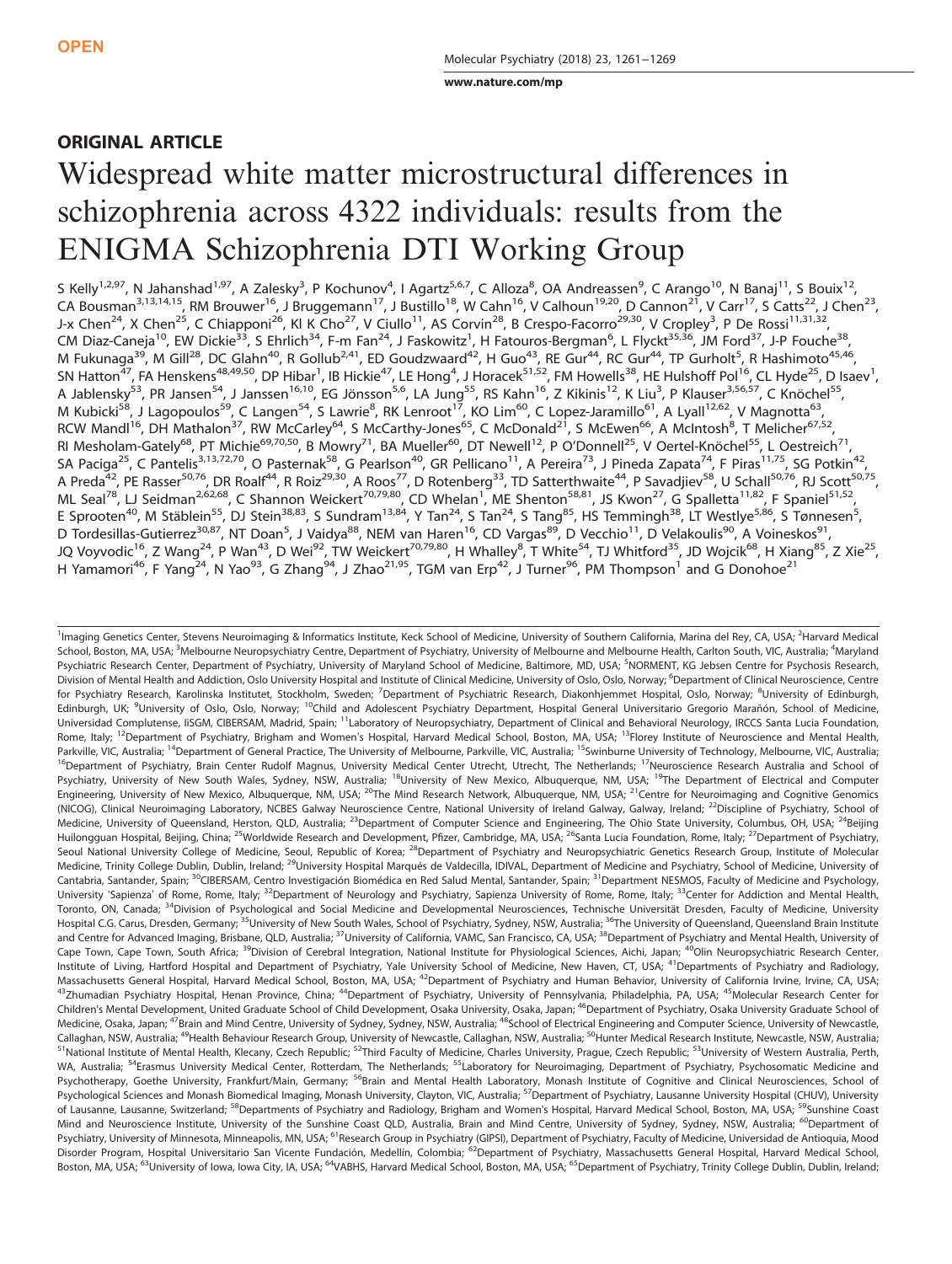OPEN

www.nature.com/mp

## ORIGINAL ARTICLE

# Widespread white matter microstructural differences in schizophrenia across 4322 individuals: results from the ENIGMA Schizophrenia DTI Working Group

S Kelly[1,2,97], N Jahanshad[1,97], A Zalesky[3], P Kochunov[4], I Agartz[5,6,7], C Alloza[8], OA Andreassen[9], C Arango[10], N Banaj[11], S Bouix[12], CA Bousman[3,13,14,15], RM Brouwer[16], J Bruggemann[17], J Bustillo[18], W Cahn[16], V Calhoun[19,20], D Cannon[21], V Carr[17], S Catts[22], J Chen[23], J-x Chen[24], X Chen[25], C Chiapponi[26], Kl K Cho[27], V Ciullo[11], AS Corvin[28], B Crespo-Facorro[29,30], V Cropley[3], P De Rossi[11,31,32], CM Diaz-Caneja[10], EW Dickie[33], S Ehrlich[34], F-m Fan[24], J Faskowitz[1], H Fatouros-Bergman[6], L Flyckt[35,36], JM Ford[37], J-P Fouche[38], M Fukunaga[39], M Gill[28], DC Glahn[40], R Gollub[2,41], ED Goudzwaard[42], H Guo[43], RE Gur[44], RC Gur[44], TP Gurholt[5], R Hashimoto[45,46], SN Hatton[47], FA Henskens[48,49,50], DP Hibar[1], IB Hickie[47], LE Hong[4], J Horacek[51,52], FM Howells[38], HE Hulshoff Pol[16], CL Hyde[25], D Isaev[1], A Jablensky[53], PR Jansen[54], J Janssen[16,10], EG Jönsson[5,6], LA Jung[55], RS Kahn[16], Z Kikinis[12], K Liu[3], P Klauser[3,56,57], C Knöchel[55], M Kubicki[58], J Lagopoulos[59], C Langen[54], S Lawrie[8], RK Lenroot[17], KO Lim[60], C Lopez-Jaramillo[61], A Lyall[12,62], V Magnotta[63], RCW Mandl[16], DH Mathalon[37], RW McCarley[64], S McCarthy-Jones[65], C McDonald[21], S McEwen[66], A McIntosh[8], T Melicher[67,52], RI Mesholam-Gately[68], PT Michie[69,70,50], B Mowry[71], BA Mueller[60], DT Newell[12], P O'Donnell[25], V Oertel-Knöchel[55], L Oestreich[71], SA Paciga[25], C Pantelis[3,13,72,70], O Pasternak[58], G Pearlson[40], GR Pellicano[11], A Pereira[73], J Pineda Zapata[74], F Piras[11,75], SG Potkin[42], A Preda[42], PE Rasser[50,76], DR Roalf[44], R Roiz[29,30], A Roos[77], D Rotenberg[33], TD Satterthwaite[44], P Savadjiev[58], U Schall[50,76], RJ Scott[50,75], ML Seal[78], LJ Seidman[2,62,68], C Shannon Weickert[70,79,80], CD Whelan[1], ME Shenton[58,81], JS Kwon[27], G Spalletta[11,82], F Spaniel[51,52], E Sprooten[40], M Stäblein[55], DJ Stein[38,83], S Sundram[13,84], Y Tan[24], S Tan[24], S Tang[85], HS Temmingh[38], LT Westlye[5,86], S Tønnesen[5], D Tordesillas-Gutierrez[30,87], NT Doan[5], J Vaidya[88], NEM van Haren[16], CD Vargas[89], D Vecchio[11], D Velakoulis[90], A Voineskos[91], JQ Voyvodic[16], Z Wang[24], P Wan[43], D Wei[92], TW Weickert[70,79,80], H Whalley[8], T White[54], TJ Whitford[35], JD Wojcik[68], H Xiang[85], Z Xie[25], H Yamamori[46], F Yang[24], N Yao[93], G Zhang[94], J Zhao[21,95], TGM van Erp[42], J Turner[96], PM Thompson[1] and G Donohoe[21]

[1]Imaging Genetics Center, Stevens Neuroimaging & Informatics Institute, Keck School of Medicine, University of Southern California, Marina del Rey, CA, USA; [2]Harvard Medical School, Boston, MA, USA; [3]Melbourne Neuropsychiatry Centre, Department of Psychiatry, University of Melbourne and Melbourne Health, Carlton South, VIC, Australia; [4]Maryland Psychiatric Research Center, Department of Psychiatry, University of Maryland School of Medicine, Baltimore, MD, USA; [5]NORMENT, KG Jebsen Centre for Psychosis Research, Division of Mental Health and Addiction, Oslo University Hospital and Institute of Clinical Medicine, University of Oslo, Oslo, Norway; [6]Department of Clinical Neuroscience, Centre for Psychiatry Research, Karolinska Institutet, Stockholm, Sweden; [7]Department of Psychiatric Research, Diakonhjemmet Hospital, Oslo, Norway; [8]University of Edinburgh, Edinburgh, UK; [9]University of Oslo, Oslo, Norway; [10]Child and Adolescent Psychiatry Department, Hospital General Universitario Gregorio Marañón, School of Medicine, Universidad Complutense, IiSGM, CIBERSAM, Madrid, Spain; [11]Laboratory of Neuropsychiatry, Department of Clinical and Behavioral Neurology, IRCCS Santa Lucia Foundation, Rome, Italy; [12]Department of Psychiatry, Brigham and Women's Hospital, Harvard Medical School, Boston, MA, USA; [13]Florey Institute of Neuroscience and Mental Health, Parkville, VIC, Australia; [14]Department of General Practice, The University of Melbourne, Parkville, VIC, Australia; [15]Swinburne University of Technology, Melbourne, VIC, Australia; [16]Department of Psychiatry, Brain Center Rudolf Magnus, University Medical Center Utrecht, Utrecht, The Netherlands; [17]Neuroscience Research Australia and School of Psychiatry, University of New South Wales, Sydney, NSW, Australia; [18]University of New Mexico, Albuquerque, NM, USA; [19]The Department of Electrical and Computer Engineering, University of New Mexico, Albuquerque, NM, USA; [20]The Mind Research Network, Albuquerque, NM, USA; [21]Centre for Neuroimaging and Cognitive Genomics (NICOG), Clinical Neuroimaging Laboratory, NCBES Galway Neuroscience Centre, National University of Ireland Galway, Galway, Ireland; [22]Discipline of Psychiatry, School of Medicine, University of Queensland, Herston, QLD, Australia; [23]Department of Computer Science and Engineering, The Ohio State University, Columbus, OH, USA; [24]Beijing Huilongguan Hospital, Beijing, China; [25]Worldwide Research and Development, Pfizer, Cambridge, MA, USA; [26]Santa Lucia Foundation, Rome, Italy; [27]Department of Psychiatry, Seoul National University College of Medicine, Seoul, Republic of Korea; [28]Department of Psychiatry and Neuropsychiatric Genetics Research Group, Institute of Molecular Medicine, Trinity College Dublin, Dublin, Ireland; [29]University Hospital Marqués de Valdecilla, IDIVAL, Department of Medicine and Psychiatry, School of Medicine, University of Cantabria, Santander, Spain; [30]CIBERSAM, Centro Investigación Biomédica en Red Salud Mental, Santander, Spain; [31]Department NESMOS, Faculty of Medicine and Psychology, University 'Sapienza' of Rome, Rome, Italy; [32]Department of Neurology and Psychiatry, Sapienza University of Rome, Rome, Italy; [33]Center for Addiction and Mental Health, Toronto, ON, Canada; [34]Division of Psychological and Social Medicine and Developmental Neurosciences, Technische Universität Dresden, Faculty of Medicine, University Hospital C.G. Carus, Dresden, Germany; [35]University of New South Wales, School of Psychiatry, Sydney, NSW, Australia; [36]The University of Queensland, Queensland Brain Institute and Centre for Advanced Imaging, Brisbane, QLD, Australia; [37]University of California, VAMC, San Francisco, CA, USA; [38]Department of Psychiatry and Mental Health, University of Cape Town, Cape Town, South Africa; [39]Division of Cerebral Integration, National Institute for Physiological Sciences, Aichi, Japan; [40]Olin Neuropsychiatric Research Center, Institute of Living, Hartford Hospital and Department of Psychiatry, Yale University School of Medicine, New Haven, CT, USA; [41]Departments of Psychiatry and Radiology, Massachusetts General Hospital, Harvard Medical School, Boston, MA, USA; [42]Department of Psychiatry and Human Behavior, University of California Irvine, Irvine, CA, USA; [43]Zhumadian Psychiatry Hospital, Henan Province, China; [44]Department of Psychiatry, University of Pennsylvania, Philadelphia, PA, USA; [45]Molecular Research Center for Children's Mental Development, United Graduate School of Child Development, Osaka University, Osaka, Japan; [46]Department of Psychiatry, Osaka University Graduate School of Medicine, Osaka, Japan; [47]Brain and Mind Centre, University of Sydney, Sydney, NSW, Australia; [48]School of Electrical Engineering and Computer Science, University of Newcastle, Callaghan, NSW, Australia; [49]Health Behaviour Research Group, University of Newcastle, Callaghan, NSW, Australia; [50]Hunter Medical Research Institute, Newcastle, NSW, Australia; [51]National Institute of Mental Health, Klecany, Czech Republic; [52]Third Faculty of Medicine, Charles University, Prague, Czech Republic; [53]University of Western Australia, Perth, WA, Australia; [54]Erasmus University Medical Center, Rotterdam, The Netherlands; [55]Laboratory for Neuroimaging, Department of Psychiatry, Psychosomatic Medicine and Psychotherapy, Goethe University, Frankfurt/Main, Germany; [56]Brain and Mental Health Laboratory, Monash Institute of Cognitive and Clinical Neurosciences, School of Psychological Sciences and Monash Biomedical Imaging, Monash University, Clayton, VIC, Australia; [57]Department of Psychiatry, Lausanne University Hospital (CHUV), University of Lausanne, Lausanne, Switzerland; [58]Departments of Psychiatry and Radiology, Brigham and Women's Hospital, Harvard Medical School, Boston, MA, USA; [59]Sunshine Coast Mind and Neuroscience Institute, University of the Sunshine Coast QLD, Australia, Brain and Mind Centre, University of Sydney, Sydney, NSW, Australia; [60]Department of Psychiatry, University of Minnesota, Minneapolis, MN, USA; [61]Research Group in Psychiatry (GIPSI), Department of Psychiatry, Faculty of Medicine, Universidad de Antioquia, Mood Disorder Program, Hospital Universitario San Vicente Fundación, Medellín, Colombia; [62]Department of Psychiatry, Massachusetts General Hospital, Harvard Medical School, Boston, MA, USA; [63]University of Iowa, Iowa City, IA, USA; [64]VABHS, Harvard Medical School, Boston, MA, USA; [65]Department of Psychiatry, Trinity College Dublin, Dublin, Ireland;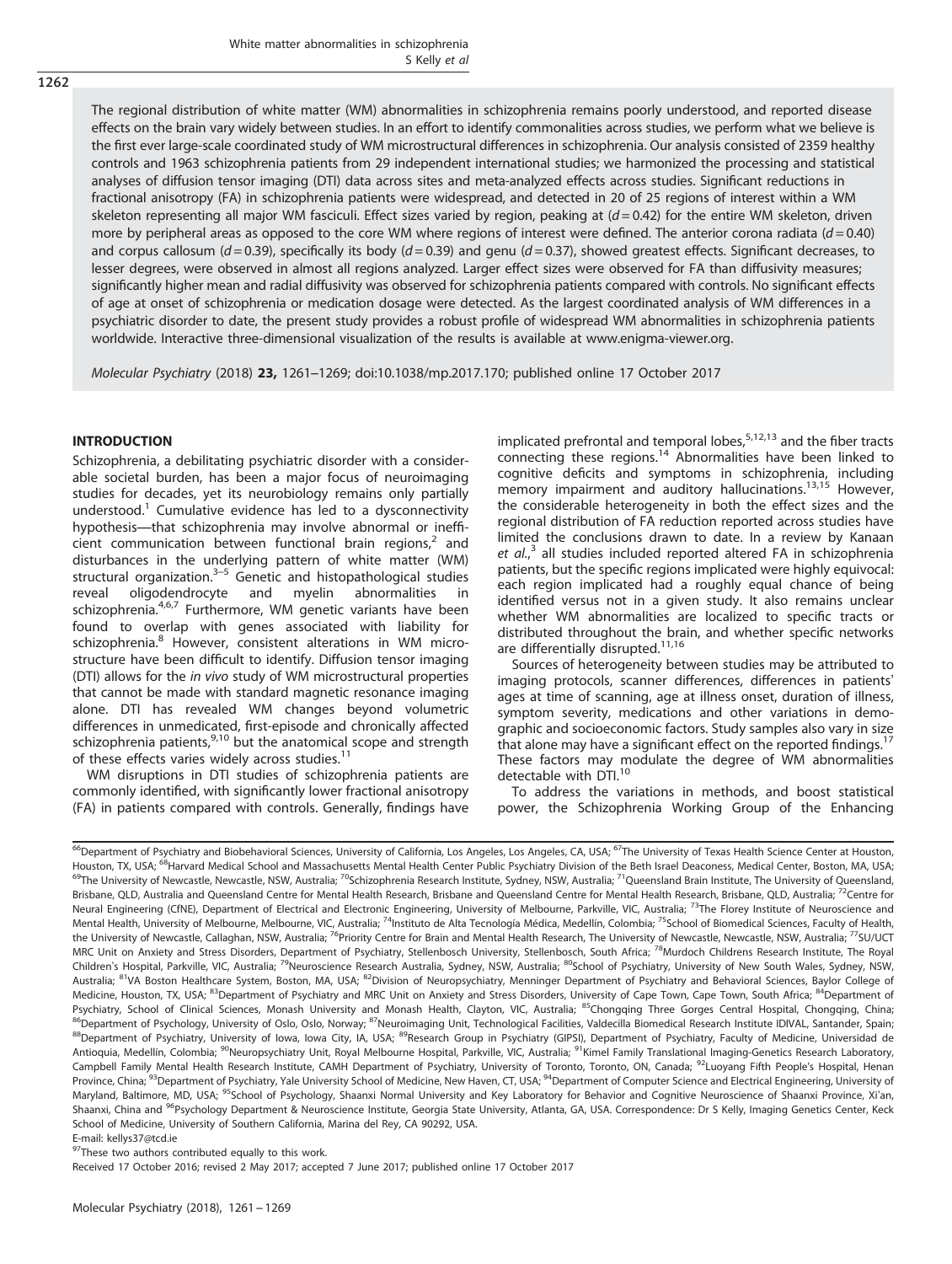The regional distribution of white matter (WM) abnormalities in schizophrenia remains poorly understood, and reported disease effects on the brain vary widely between studies. In an effort to identify commonalities across studies, we perform what we believe is the first ever large-scale coordinated study of WM microstructural differences in schizophrenia. Our analysis consisted of 2359 healthy controls and 1963 schizophrenia patients from 29 independent international studies; we harmonized the processing and statistical analyses of diffusion tensor imaging (DTI) data across sites and meta-analyzed effects across studies. Significant reductions in fractional anisotropy (FA) in schizophrenia patients were widespread, and detected in 20 of 25 regions of interest within a WM skeleton representing all major WM fasciculi. Effect sizes varied by region, peaking at ($d = 0.42$) for the entire WM skeleton, driven more by peripheral areas as opposed to the core WM where regions of interest were defined. The anterior corona radiata ($d = 0.40$) and corpus callosum ($d = 0.39$), specifically its body ($d = 0.39$) and genu ($d = 0.37$), showed greatest effects. Significant decreases, to lesser degrees, were observed in almost all regions analyzed. Larger effect sizes were observed for FA than diffusivity measures; significantly higher mean and radial diffusivity was observed for schizophrenia patients compared with controls. No significant effects of age at onset of schizophrenia or medication dosage were detected. As the largest coordinated analysis of WM differences in a psychiatric disorder to date, the present study provides a robust profile of widespread WM abnormalities in schizophrenia patients worldwide. Interactive three-dimensional visualization of the results is available at www.enigma-viewer.org.

*Molecular Psychiatry* (2018) **23,** 1261–1269; doi:10.1038/mp.2017.170; published online 17 October 2017

## INTRODUCTION

Schizophrenia, a debilitating psychiatric disorder with a considerable societal burden, has been a major focus of neuroimaging studies for decades, yet its neurobiology remains only partially understood.[1] Cumulative evidence has led to a dysconnectivity hypothesis—that schizophrenia may involve abnormal or inefficient communication between functional brain regions,[2] and disturbances in the underlying pattern of white matter (WM) structural organization.[3–5] Genetic and histopathological studies reveal oligodendrocyte and myelin abnormalities in schizophrenia.[4,6,7] Furthermore, WM genetic variants have been found to overlap with genes associated with liability for schizophrenia.[8] However, consistent alterations in WM microstructure have been difficult to identify. Diffusion tensor imaging (DTI) allows for the *in vivo* study of WM microstructural properties that cannot be made with standard magnetic resonance imaging alone. DTI has revealed WM changes beyond volumetric differences in unmedicated, first-episode and chronically affected schizophrenia patients,[9,10] but the anatomical scope and strength of these effects varies widely across studies.[11]

WM disruptions in DTI studies of schizophrenia patients are commonly identified, with significantly lower fractional anisotropy (FA) in patients compared with controls. Generally, findings have implicated prefrontal and temporal lobes,[5,12,13] and the fiber tracts connecting these regions.[14] Abnormalities have been linked to cognitive deficits and symptoms in schizophrenia, including memory impairment and auditory hallucinations.[13,15] However, the considerable heterogeneity in both the effect sizes and the regional distribution of FA reduction reported across studies have limited the conclusions drawn to date. In a review by Kanaan *et al.*,[3] all studies included reported altered FA in schizophrenia patients, but the specific regions implicated were highly equivocal: each region implicated had a roughly equal chance of being identified versus not in a given study. It also remains unclear whether WM abnormalities are localized to specific tracts or distributed throughout the brain, and whether specific networks are differentially disrupted.[11,16]

Sources of heterogeneity between studies may be attributed to imaging protocols, scanner differences, differences in patients' ages at time of scanning, age at illness onset, duration of illness, symptom severity, medications and other variations in demographic and socioeconomic factors. Study samples also vary in size that alone may have a significant effect on the reported findings.[17] These factors may modulate the degree of WM abnormalities detectable with DTI.[10]

To address the variations in methods, and boost statistical power, the Schizophrenia Working Group of the Enhancing

---

[66]Department of Psychiatry and Biobehavioral Sciences, University of California, Los Angeles, Los Angeles, CA, USA; [67]The University of Texas Health Science Center at Houston, Houston, TX, USA; [68]Harvard Medical School and Massachusetts Mental Health Center Public Psychiatry Division of the Beth Israel Deaconess, Medical Center, Boston, MA, USA; [69]The University of Newcastle, Newcastle, NSW, Australia; [70]Schizophrenia Research Institute, Sydney, NSW, Australia; [71]Queensland Brain Institute, The University of Queensland, Brisbane, QLD, Australia and Queensland Centre for Mental Health Research, Brisbane and Queensland Centre for Mental Health Research, Brisbane, QLD, Australia; [72]Centre for Neural Engineering (CfNE), Department of Electrical and Electronic Engineering, University of Melbourne, Parkville, VIC, Australia; [73]The Florey Institute of Neuroscience and Mental Health, University of Melbourne, Melbourne, VIC, Australia; [74]Instituto de Alta Tecnología Médica, Medellín, Colombia; [75]School of Biomedical Sciences, Faculty of Health, the University of Newcastle, Callaghan, NSW, Australia; [76]Priority Centre for Brain and Mental Health Research, The University of Newcastle, Newcastle, NSW, Australia; [77]SU/UCT MRC Unit on Anxiety and Stress Disorders, Department of Psychiatry, Stellenbosch University, Stellenbosch, South Africa; [78]Murdoch Childrens Research Institute, The Royal Children's Hospital, Parkville, VIC, Australia; [79]Neuroscience Research Australia, Sydney, NSW, Australia; [80]School of Psychiatry, University of New South Wales, Sydney, NSW, Australia; [81]VA Boston Healthcare System, Boston, MA, USA; [82]Division of Neuropsychiatry, Menninger Department of Psychiatry and Behavioral Sciences, Baylor College of Medicine, Houston, TX, USA; [83]Department of Psychiatry and MRC Unit on Anxiety and Stress Disorders, University of Cape Town, Cape Town, South Africa; [84]Department of Psychiatry, School of Clinical Sciences, Monash University and Monash Health, Clayton, VIC, Australia; [85]Chongqing Three Gorges Central Hospital, Chongqing, China; [86]Department of Psychology, University of Oslo, Oslo, Norway; [87]Neuroimaging Unit, Technological Facilities, Valdecilla Biomedical Research Institute IDIVAL, Santander, Spain; [88]Department of Psychiatry, University of Iowa, Iowa City, IA, USA; [89]Research Group in Psychiatry (GIPSI), Department of Psychiatry, Faculty of Medicine, Universidad de Antioquia, Medellín, Colombia; [90]Neuropsychiatry Unit, Royal Melbourne Hospital, Parkville, VIC, Australia; [91]Kimel Family Translational Imaging-Genetics Research Laboratory, Campbell Family Mental Health Research Institute, CAMH Department of Psychiatry, University of Toronto, Toronto, ON, Canada; [92]Luoyang Fifth People's Hospital, Henan Province, China; [93]Department of Psychiatry, Yale University School of Medicine, New Haven, CT, USA; [94]Department of Computer Science and Electrical Engineering, University of Maryland, Baltimore, MD, USA; [95]School of Psychology, Shaanxi Normal University and Key Laboratory for Behavior and Cognitive Neuroscience of Shaanxi Province, Xi'an, Shaanxi, China and [96]Psychology Department & Neuroscience Institute, Georgia State University, Atlanta, GA, USA. Correspondence: Dr S Kelly, Imaging Genetics Center, Keck School of Medicine, University of Southern California, Marina del Rey, CA 90292, USA.
E-mail: kellys37@tcd.ie

[97]These two authors contributed equally to this work.

Received 17 October 2016; revised 2 May 2017; accepted 7 June 2017; published online 17 October 2017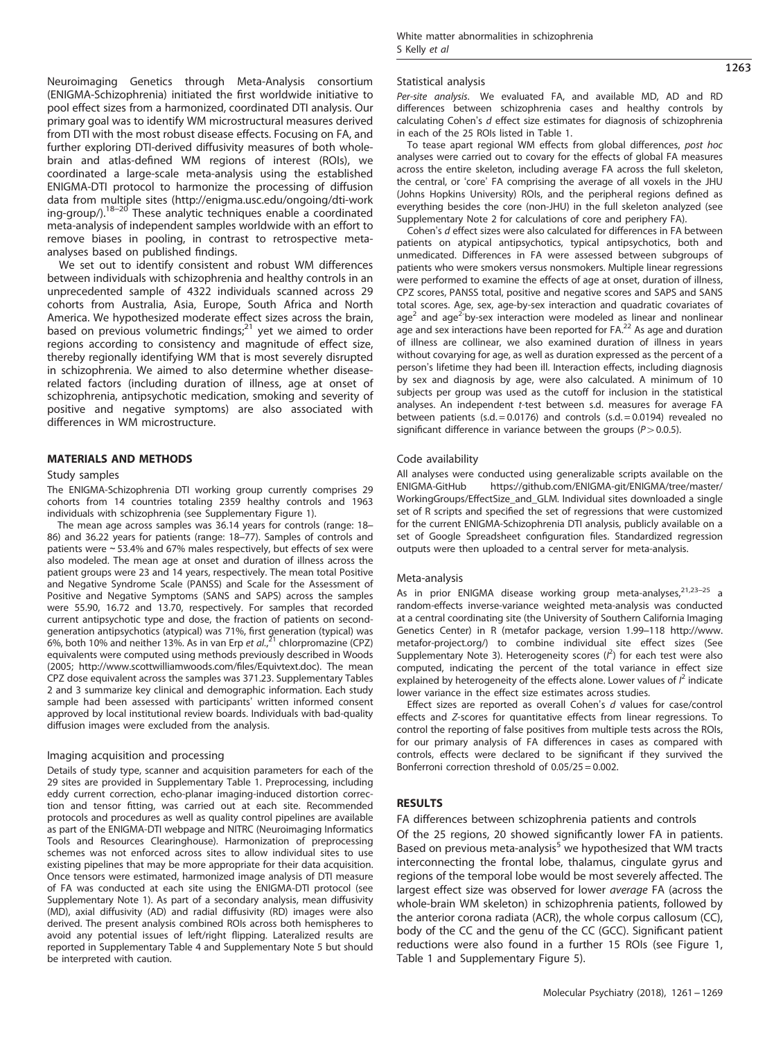Neuroimaging Genetics through Meta-Analysis consortium (ENIGMA-Schizophrenia) initiated the first worldwide initiative to pool effect sizes from a harmonized, coordinated DTI analysis. Our primary goal was to identify WM microstructural measures derived from DTI with the most robust disease effects. Focusing on FA, and further exploring DTI-derived diffusivity measures of both whole-brain and atlas-defined WM regions of interest (ROIs), we coordinated a large-scale meta-analysis using the established ENIGMA-DTI protocol to harmonize the processing of diffusion data from multiple sites (http://enigma.usc.edu/ongoing/dti-working-group/).[18–20] These analytic techniques enable a coordinated meta-analysis of independent samples worldwide with an effort to remove biases in pooling, in contrast to retrospective meta-analyses based on published findings.

We set out to identify consistent and robust WM differences between individuals with schizophrenia and healthy controls in an unprecedented sample of 4322 individuals scanned across 29 cohorts from Australia, Asia, Europe, South Africa and North America. We hypothesized moderate effect sizes across the brain, based on previous volumetric findings;[21] yet we aimed to order regions according to consistency and magnitude of effect size, thereby regionally identifying WM that is most severely disrupted in schizophrenia. We aimed to also determine whether disease-related factors (including duration of illness, age at onset of schizophrenia, antipsychotic medication, smoking and severity of positive and negative symptoms) are also associated with differences in WM microstructure.

## MATERIALS AND METHODS

### Study samples

The ENIGMA-Schizophrenia DTI working group currently comprises 29 cohorts from 14 countries totaling 2359 healthy controls and 1963 individuals with schizophrenia (see Supplementary Figure 1).

The mean age across samples was 36.14 years for controls (range: 18–86) and 36.22 years for patients (range: 18–77). Samples of controls and patients were ~53.4% and 67% males respectively, but effects of sex were also modeled. The mean age at onset and duration of illness across the patient groups were 23 and 14 years, respectively. The mean total Positive and Negative Syndrome Scale (PANSS) and Scale for the Assessment of Positive and Negative Symptoms (SANS and SAPS) across the samples were 55.90, 16.72 and 13.70, respectively. For samples that recorded current antipsychotic type and dose, the fraction of patients on second-generation antipsychotics (atypical) was 71%, first generation (typical) was 6%, both 10% and neither 13%. As in van Erp *et al.*,[21] chlorpromazine (CPZ) equivalents were computed using methods previously described in Woods (2005; http://www.scottwilliamwoods.com/files/Equivtext.doc). The mean CPZ dose equivalent across the samples was 371.23. Supplementary Tables 2 and 3 summarize key clinical and demographic information. Each study sample had been assessed with participants' written informed consent approved by local institutional review boards. Individuals with bad-quality diffusion images were excluded from the analysis.

### Imaging acquisition and processing

Details of study type, scanner and acquisition parameters for each of the 29 sites are provided in Supplementary Table 1. Preprocessing, including eddy current correction, echo-planar imaging-induced distortion correction and tensor fitting, was carried out at each site. Recommended protocols and procedures as well as quality control pipelines are available as part of the ENIGMA-DTI webpage and NITRC (Neuroimaging Informatics Tools and Resources Clearinghouse). Harmonization of preprocessing schemes was not enforced across sites to allow individual sites to use existing pipelines that may be more appropriate for their data acquisition. Once tensors were estimated, harmonized image analysis of DTI measure of FA was conducted at each site using the ENIGMA-DTI protocol (see Supplementary Note 1). As part of a secondary analysis, mean diffusivity (MD), axial diffusivity (AD) and radial diffusivity (RD) images were also derived. The present analysis combined ROIs across both hemispheres to avoid any potential issues of left/right flipping. Lateralized results are reported in Supplementary Table 4 and Supplementary Note 5 but should be interpreted with caution.

### Statistical analysis

*Per-site analysis.* We evaluated FA, and available MD, AD and RD differences between schizophrenia cases and healthy controls by calculating Cohen's *d* effect size estimates for diagnosis of schizophrenia in each of the 25 ROIs listed in Table 1.

To tease apart regional WM effects from global differences, *post hoc* analyses were carried out to covary for the effects of global FA measures across the entire skeleton, including average FA across the full skeleton, the central, or 'core' FA comprising the average of all voxels in the JHU (Johns Hopkins University) ROIs, and the peripheral regions defined as everything besides the core (non-JHU) in the full skeleton analyzed (see Supplementary Note 2 for calculations of core and periphery FA).

Cohen's *d* effect sizes were also calculated for differences in FA between patients on atypical antipsychotics, typical antipsychotics, both and unmedicated. Differences in FA were assessed between subgroups of patients who were smokers versus nonsmokers. Multiple linear regressions were performed to examine the effects of age at onset, duration of illness, CPZ scores, PANSS total, positive and negative scores and SAPS and SANS total scores. Age, sex, age-by-sex interaction and quadratic covariates of age$^2$ and age$^2$-by-sex interaction were modeled as linear and nonlinear age and sex interactions have been reported for FA.[22] As age and duration of illness are collinear, we also examined duration of illness in years without covarying for age, as well as duration expressed as the percent of a person's lifetime they had been ill. Interaction effects, including diagnosis by sex and diagnosis by age, were also calculated. A minimum of 10 subjects per group was used as the cutoff for inclusion in the statistical analyses. An independent *t*-test between s.d. measures for average FA between patients (s.d. = 0.0176) and controls (s.d. = 0.0194) revealed no significant difference in variance between the groups ($P > 0.0.5$).

### Code availability

All analyses were conducted using generalizable scripts available on the ENIGMA-GitHub https://github.com/ENIGMA-git/ENIGMA/tree/master/WorkingGroups/EffectSize_and_GLM. Individual sites downloaded a single set of R scripts and specified the set of regressions that were customized for the current ENIGMA-Schizophrenia DTI analysis, publicly available on a set of Google Spreadsheet configuration files. Standardized regression outputs were then uploaded to a central server for meta-analysis.

### Meta-analysis

As in prior ENIGMA disease working group meta-analyses,[21,23–25] a random-effects inverse-variance weighted meta-analysis was conducted at a central coordinating site (the University of Southern California Imaging Genetics Center) in R (metafor package, version 1.99–118 http://www.metafor-project.org/) to combine individual site effect sizes (See Supplementary Note 3). Heterogeneity scores ($I^2$) for each test were also computed, indicating the percent of the total variance in effect size explained by heterogeneity of the effects alone. Lower values of $I^2$ indicate lower variance in the effect size estimates across studies.

Effect sizes are reported as overall Cohen's *d* values for case/control effects and *Z*-scores for quantitative effects from linear regressions. To control the reporting of false positives from multiple tests across the ROIs, for our primary analysis of FA differences in cases as compared with controls, effects were declared to be significant if they survived the Bonferroni correction threshold of 0.05/25 = 0.002.

## RESULTS

### FA differences between schizophrenia patients and controls

Of the 25 regions, 20 showed significantly lower FA in patients. Based on previous meta-analysis[5] we hypothesized that WM tracts interconnecting the frontal lobe, thalamus, cingulate gyrus and regions of the temporal lobe would be most severely affected. The largest effect size was observed for lower *average* FA (across the whole-brain WM skeleton) in schizophrenia patients, followed by the anterior corona radiata (ACR), the whole corpus callosum (CC), body of the CC and the genu of the CC (GCC). Significant patient reductions were also found in a further 15 ROIs (see Figure 1, Table 1 and Supplementary Figure 5).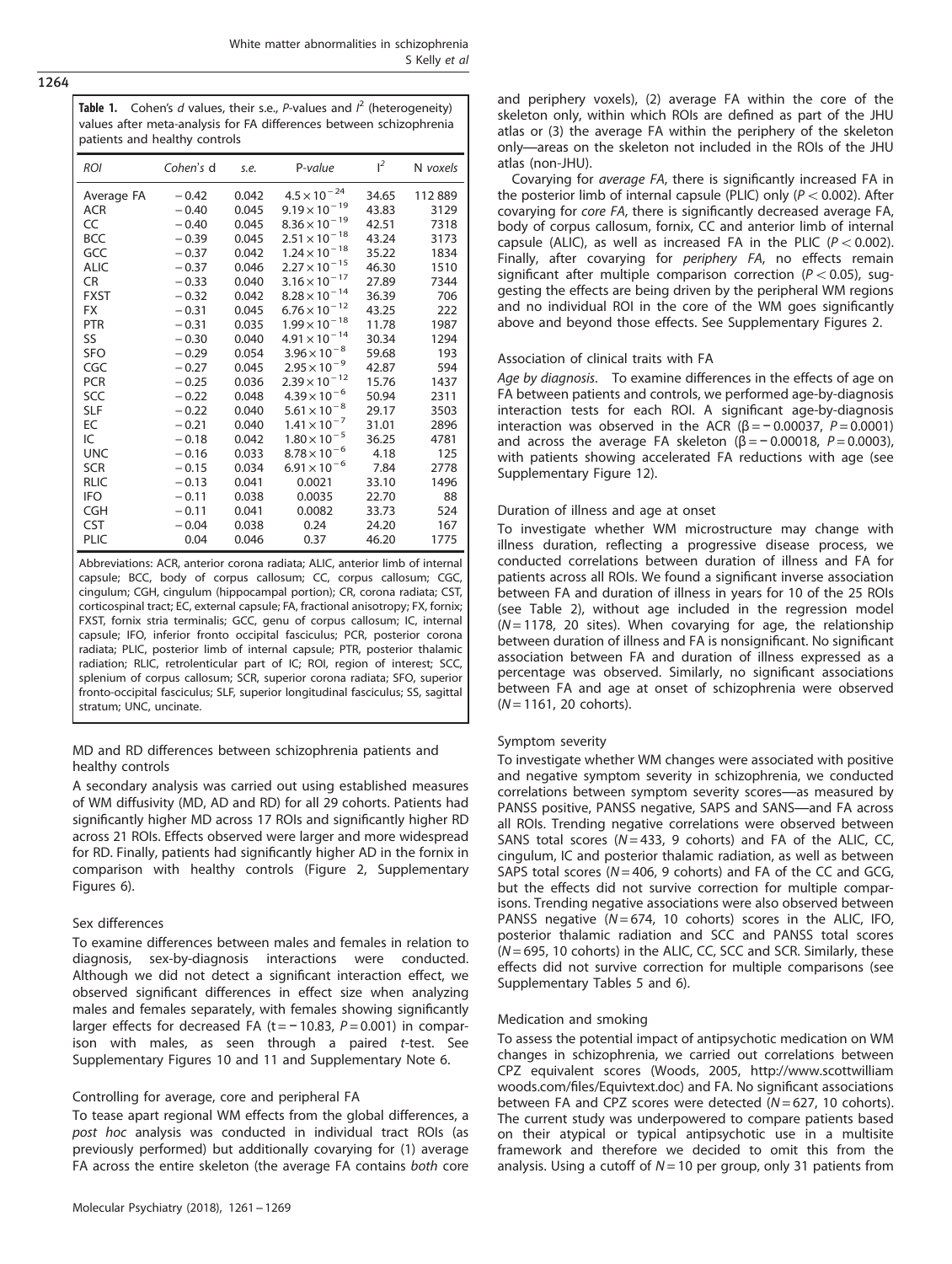**Table 1.** Cohen's *d* values, their s.e., *P*-values and $I^2$ (heterogeneity) values after meta-analysis for FA differences between schizophrenia patients and healthy controls

| ROI | Cohen's d | s.e. | P-value | $I^2$ | N voxels |
|---|---|---|---|---|---|
| Average FA | −0.42 | 0.042 | $4.5 \times 10^{-24}$ | 34.65 | 112 889 |
| ACR | −0.40 | 0.045 | $9.19 \times 10^{-19}$ | 43.83 | 3129 |
| CC | −0.40 | 0.045 | $8.36 \times 10^{-19}$ | 42.51 | 7318 |
| BCC | −0.39 | 0.045 | $2.51 \times 10^{-18}$ | 43.24 | 3173 |
| GCC | −0.37 | 0.042 | $1.24 \times 10^{-18}$ | 35.22 | 1834 |
| ALIC | −0.37 | 0.046 | $2.27 \times 10^{-15}$ | 46.30 | 1510 |
| CR | −0.33 | 0.040 | $3.16 \times 10^{-17}$ | 27.89 | 7344 |
| FXST | −0.32 | 0.042 | $8.28 \times 10^{-14}$ | 36.39 | 706 |
| FX | −0.31 | 0.045 | $6.76 \times 10^{-12}$ | 43.25 | 222 |
| PTR | −0.31 | 0.035 | $1.99 \times 10^{-18}$ | 11.78 | 1987 |
| SS | −0.30 | 0.040 | $4.91 \times 10^{-14}$ | 30.34 | 1294 |
| SFO | −0.29 | 0.054 | $3.96 \times 10^{-8}$ | 59.68 | 193 |
| CGC | −0.27 | 0.045 | $2.95 \times 10^{-9}$ | 42.87 | 594 |
| PCR | −0.25 | 0.036 | $2.39 \times 10^{-12}$ | 15.76 | 1437 |
| SCC | −0.22 | 0.048 | $4.39 \times 10^{-6}$ | 50.94 | 2311 |
| SLF | −0.22 | 0.040 | $5.61 \times 10^{-8}$ | 29.17 | 3503 |
| EC | −0.21 | 0.040 | $1.41 \times 10^{-7}$ | 31.01 | 2896 |
| IC | −0.18 | 0.042 | $1.80 \times 10^{-5}$ | 36.25 | 4781 |
| UNC | −0.16 | 0.033 | $8.78 \times 10^{-6}$ | 4.18 | 125 |
| SCR | −0.15 | 0.034 | $6.91 \times 10^{-6}$ | 7.84 | 2778 |
| RLIC | −0.13 | 0.041 | 0.0021 | 33.10 | 1496 |
| IFO | −0.11 | 0.038 | 0.0035 | 22.70 | 88 |
| CGH | −0.11 | 0.041 | 0.0082 | 33.73 | 524 |
| CST | −0.04 | 0.038 | 0.24 | 24.20 | 167 |
| PLIC | 0.04 | 0.046 | 0.37 | 46.20 | 1775 |

Abbreviations: ACR, anterior corona radiata; ALIC, anterior limb of internal capsule; BCC, body of corpus callosum; CC, corpus callosum; CGC, cingulum; CGH, cingulum (hippocampal portion); CR, corona radiata; CST, corticospinal tract; EC, external capsule; FA, fractional anisotropy; FX, fornix; FXST, fornix stria terminalis; GCC, genu of corpus callosum; IC, internal capsule; IFO, inferior fronto occipital fasciculus; PCR, posterior corona radiata; PLIC, posterior limb of internal capsule; PTR, posterior thalamic radiation; RLIC, retrolenticular part of IC; ROI, region of interest; SCC, splenium of corpus callosum; SCR, superior corona radiata; SFO, superior fronto-occipital fasciculus; SLF, superior longitudinal fasciculus; SS, sagittal stratum; UNC, uncinate.

### MD and RD differences between schizophrenia patients and healthy controls

A secondary analysis was carried out using established measures of WM diffusivity (MD, AD and RD) for all 29 cohorts. Patients had significantly higher MD across 17 ROIs and significantly higher RD across 21 ROIs. Effects observed were larger and more widespread for RD. Finally, patients had significantly higher AD in the fornix in comparison with healthy controls (Figure 2, Supplementary Figures 6).

### Sex differences

To examine differences between males and females in relation to diagnosis, sex-by-diagnosis interactions were conducted. Although we did not detect a significant interaction effect, we observed significant differences in effect size when analyzing males and females separately, with females showing significantly larger effects for decreased FA ($t = -10.83$, $P = 0.001$) in comparison with males, as seen through a paired *t*-test. See Supplementary Figures 10 and 11 and Supplementary Note 6.

### Controlling for average, core and peripheral FA

To tease apart regional WM effects from the global differences, a *post hoc* analysis was conducted in individual tract ROIs (as previously performed) but additionally covarying for (1) average FA across the entire skeleton (the average FA contains *both* core and periphery voxels), (2) average FA within the core of the skeleton only, within which ROIs are defined as part of the JHU atlas or (3) the average FA within the periphery of the skeleton only—areas on the skeleton not included in the ROIs of the JHU atlas (non-JHU).

Covarying for *average FA*, there is significantly increased FA in the posterior limb of internal capsule (PLIC) only ($P < 0.002$). After covarying for *core FA*, there is significantly decreased average FA, body of corpus callosum, fornix, CC and anterior limb of internal capsule (ALIC), as well as increased FA in the PLIC ($P < 0.002$). Finally, after covarying for *periphery FA*, no effects remain significant after multiple comparison correction ($P < 0.05$), suggesting the effects are being driven by the peripheral WM regions and no individual ROI in the core of the WM goes significantly above and beyond those effects. See Supplementary Figures 2.

### Association of clinical traits with FA

*Age by diagnosis.* To examine differences in the effects of age on FA between patients and controls, we performed age-by-diagnosis interaction tests for each ROI. A significant age-by-diagnosis interaction was observed in the ACR ($\beta = -0.00037$, $P = 0.0001$) and across the average FA skeleton ($\beta = -0.00018$, $P = 0.0003$), with patients showing accelerated FA reductions with age (see Supplementary Figure 12).

### Duration of illness and age at onset

To investigate whether WM microstructure may change with illness duration, reflecting a progressive disease process, we conducted correlations between duration of illness and FA for patients across all ROIs. We found a significant inverse association between FA and duration of illness in years for 10 of the 25 ROIs (see Table 2), without age included in the regression model ($N = 1178$, 20 sites). When covarying for age, the relationship between duration of illness and FA is nonsignificant. No significant association between FA and duration of illness expressed as a percentage was observed. Similarly, no significant associations between FA and age at onset of schizophrenia were observed ($N = 1161$, 20 cohorts).

### Symptom severity

To investigate whether WM changes were associated with positive and negative symptom severity in schizophrenia, we conducted correlations between symptom severity scores—as measured by PANSS positive, PANSS negative, SAPS and SANS—and FA across all ROIs. Trending negative correlations were observed between SANS total scores ($N = 433$, 9 cohorts) and FA of the ALIC, CC, cingulum, IC and posterior thalamic radiation, as well as between SAPS total scores ($N = 406$, 9 cohorts) and FA of the CC and GCG, but the effects did not survive correction for multiple comparisons. Trending negative associations were also observed between PANSS negative ($N = 674$, 10 cohorts) scores in the ALIC, IFO, posterior thalamic radiation and SCC and PANSS total scores ($N = 695$, 10 cohorts) in the ALIC, CC, SCC and SCR. Similarly, these effects did not survive correction for multiple comparisons (see Supplementary Tables 5 and 6).

### Medication and smoking

To assess the potential impact of antipsychotic medication on WM changes in schizophrenia, we carried out correlations between CPZ equivalent scores (Woods, 2005, http://www.scottwilliamwoods.com/files/Equivtext.doc) and FA. No significant associations between FA and CPZ scores were detected ($N = 627$, 10 cohorts). The current study was underpowered to compare patients based on their atypical or typical antipsychotic use in a multisite framework and therefore we decided to omit this from the analysis. Using a cutoff of $N = 10$ per group, only 31 patients from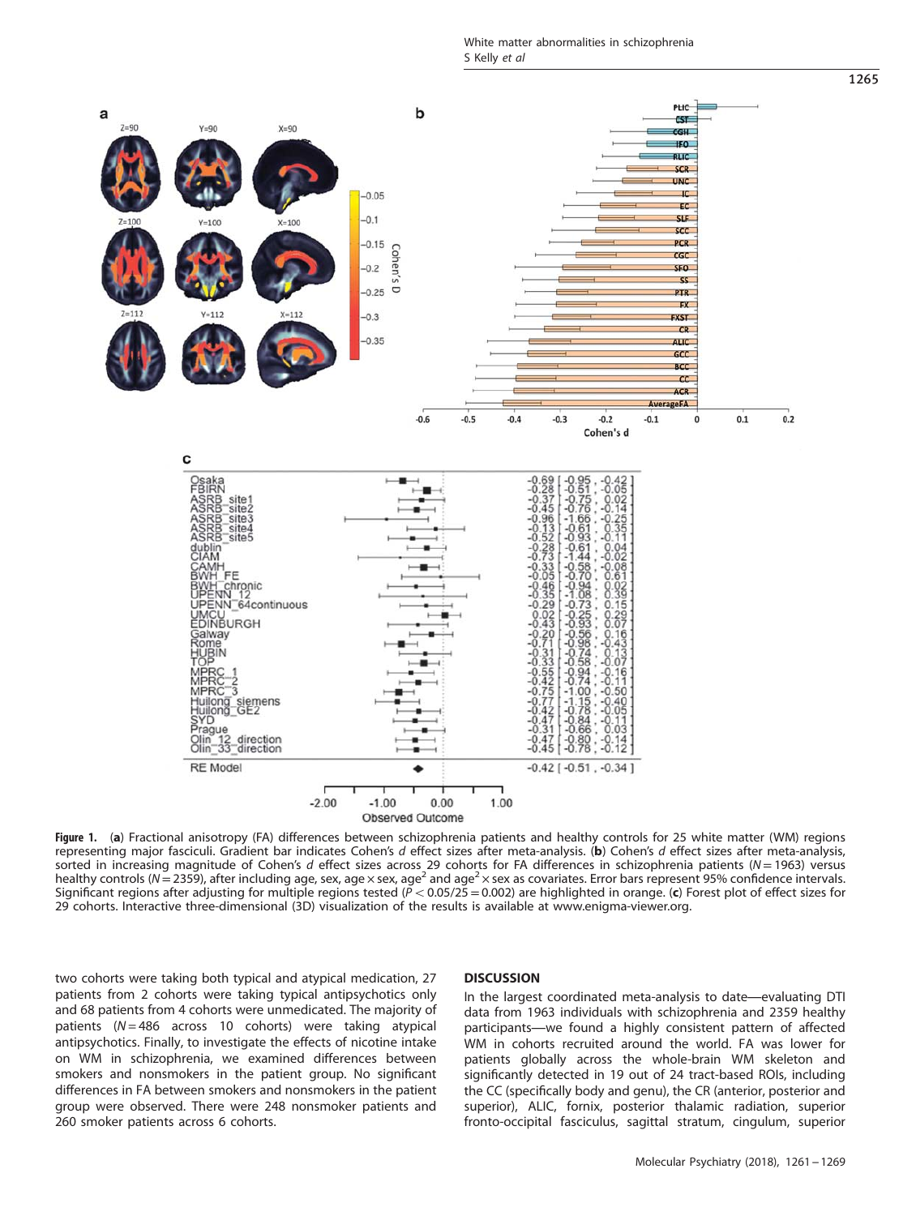Figure 1. (**a**) Fractional anisotropy (FA) differences between schizophrenia patients and healthy controls for 25 white matter (WM) regions representing major fasciculi. Gradient bar indicates Cohen's *d* effect sizes after meta-analysis. (**b**) Cohen's *d* effect sizes after meta-analysis, sorted in increasing magnitude of Cohen's *d* effect sizes across 29 cohorts for FA differences in schizophrenia patients ($N = 1963$) versus healthy controls ($N = 2359$), after including age, sex, age × sex, age$^2$ and age$^2$ × sex as covariates. Error bars represent 95% confidence intervals. Significant regions after adjusting for multiple regions tested ($P < 0.05/25 = 0.002$) are highlighted in orange. (**c**) Forest plot of effect sizes for 29 cohorts. Interactive three-dimensional (3D) visualization of the results is available at www.enigma-viewer.org.

two cohorts were taking both typical and atypical medication, 27 patients from 2 cohorts were taking typical antipsychotics only and 68 patients from 4 cohorts were unmedicated. The majority of patients ($N = 486$ across 10 cohorts) were taking atypical antipsychotics. Finally, to investigate the effects of nicotine intake on WM in schizophrenia, we examined differences between smokers and nonsmokers in the patient group. No significant differences in FA between smokers and nonsmokers in the patient group were observed. There were 248 nonsmoker patients and 260 smoker patients across 6 cohorts.

## DISCUSSION

In the largest coordinated meta-analysis to date—evaluating DTI data from 1963 individuals with schizophrenia and 2359 healthy participants—we found a highly consistent pattern of affected WM in cohorts recruited around the world. FA was lower for patients globally across the whole-brain WM skeleton and significantly detected in 19 out of 24 tract-based ROIs, including the CC (specifically body and genu), the CR (anterior, posterior and superior), ALIC, fornix, posterior thalamic radiation, superior fronto-occipital fasciculus, sagittal stratum, cingulum, superior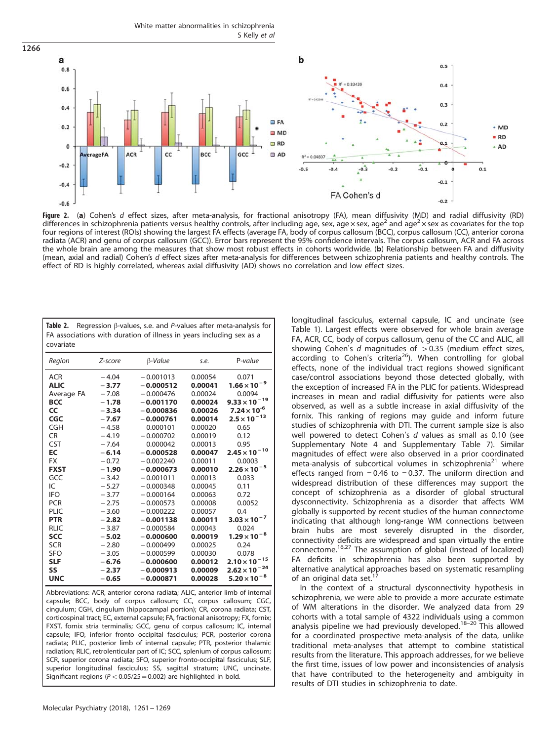**Figure 2.** (**a**) Cohen's *d* effect sizes, after meta-analysis, for fractional anisotropy (FA), mean diffusivity (MD) and radial diffusivity (RD) differences in schizophrenia patients versus healthy controls, after including age, sex, age × sex, age$^2$ and age$^2$ × sex as covariates for the top four regions of interest (ROIs) showing the largest FA effects (average FA, body of corpus callosum (BCC), corpus callosum (CC), anterior corona radiata (ACR) and genu of corpus callosum (GCC)). Error bars represent the 95% confidence intervals. The corpus callosum, ACR and FA across the whole brain are among the measures that show most robust effects in cohorts worldwide. (**b**) Relationship between FA and diffusivity (mean, axial and radial) Cohen's *d* effect sizes after meta-analysis for differences between schizophrenia patients and healthy controls. The effect of RD is highly correlated, whereas axial diffusivity (AD) shows no correlation and low effect sizes.

**Table 2.** Regression β-values, s.e. and *P*-values after meta-analysis for FA associations with duration of illness in years including sex as a covariate

| *Region* | *Z-score* | *β-Value* | *s.e.* | *P-value* |
|---|---|---|---|---|
| ACR | −4.04 | −0.001013 | 0.00054 | 0.071 |
| **ALIC** | **−3.77** | **−0.000512** | **0.00041** | $\mathbf{1.66 \times 10^{-9}}$ |
| Average FA | −7.08 | −0.000476 | 0.00024 | 0.0094 |
| **BCC** | **−1.78** | **−0.001170** | **0.00024** | $\mathbf{9.33 \times 10^{-19}}$ |
| **CC** | **−3.34** | **−0.000836** | **0.00026** | $\mathbf{7.24 \times 10^{-6}}$ |
| **CGC** | **−7.67** | **−0.000761** | **0.00014** | $\mathbf{2.5 \times 10^{-13}}$ |
| CGH | −4.58 | 0.000101 | 0.00020 | 0.65 |
| CR | −4.19 | −0.000702 | 0.00019 | 0.12 |
| CST | −7.64 | 0.000042 | 0.00013 | 0.95 |
| **EC** | **−6.14** | **−0.000528** | **0.00047** | $\mathbf{2.45 \times 10^{-10}}$ |
| FX | −0.72 | −0.002240 | 0.00011 | 0.0003 |
| **FXST** | **−1.90** | **−0.000673** | **0.00010** | $\mathbf{2.26 \times 10^{-5}}$ |
| GCC | −3.42 | −0.001011 | 0.00013 | 0.033 |
| IC | −5.27 | −0.000348 | 0.00045 | 0.11 |
| IFO | −3.77 | −0.000164 | 0.00063 | 0.72 |
| PCR | −2.75 | −0.000573 | 0.00008 | 0.0052 |
| PLIC | −3.60 | −0.000222 | 0.00057 | 0.4 |
| **PTR** | **−2.82** | **−0.001138** | **0.00011** | $\mathbf{3.03 \times 10^{-7}}$ |
| RLIC | −3.87 | −0.000584 | 0.00043 | 0.024 |
| **SCC** | **−5.02** | **−0.000600** | **0.00019** | $\mathbf{1.29 \times 10^{-8}}$ |
| SCR | −2.80 | −0.000499 | 0.00025 | 0.24 |
| SFO | −3.05 | −0.000599 | 0.00030 | 0.078 |
| **SLF** | **−6.76** | **−0.000600** | **0.00012** | $\mathbf{2.10 \times 10^{-15}}$ |
| **SS** | **−2.37** | **−0.000913** | **0.00009** | $\mathbf{2.62 \times 10^{-24}}$ |
| **UNC** | **−0.65** | **−0.000871** | **0.00028** | $\mathbf{5.20 \times 10^{-8}}$ |

Abbreviations: ACR, anterior corona radiata; ALIC, anterior limb of internal capsule; BCC, body of corpus callosum; CC, corpus callosum; CGC, cingulum; CGH, cingulum (hippocampal portion); CR, corona radiata; CST, corticospinal tract; EC, external capsule; FA, fractional anisotropy; FX, fornix; FXST, fornix stria terminalis; GCC, genu of corpus callosum; IC, internal capsule; IFO, inferior fronto occipital fasciculus; PCR, posterior corona radiata; PLIC, posterior limb of internal capsule; PTR, posterior thalamic radiation; RLIC, retrolenticular part of IC; SCC, splenium of corpus callosum; SCR, superior corona radiata; SFO, superior fronto-occipital fasciculus; SLF, superior longitudinal fasciculus; SS, sagittal stratum; UNC, uncinate. Significant regions ($P < 0.05/25 = 0.002$) are highlighted in bold.

longitudinal fasciculus, external capsule, IC and uncinate (see Table 1). Largest effects were observed for whole brain average FA, ACR, CC, body of corpus callosum, genu of the CC and ALIC, all showing Cohen's *d* magnitudes of $>0.35$ (medium effect sizes, according to Cohen's criteria[26]). When controlling for global effects, none of the individual tract regions showed significant case/control associations beyond those detected globally, with the exception of increased FA in the PLIC for patients. Widespread increases in mean and radial diffusivity for patients were also observed, as well as a subtle increase in axial diffusivity of the fornix. This ranking of regions may guide and inform future studies of schizophrenia with DTI. The current sample size is also well powered to detect Cohen's *d* values as small as 0.10 (see Supplementary Note 4 and Supplementary Table 7). Similar magnitudes of effect were also observed in a prior coordinated meta-analysis of subcortical volumes in schizophrenia[21] where effects ranged from −0.46 to −0.37. The uniform direction and widespread distribution of these differences may support the concept of schizophrenia as a disorder of global structural dysconnectivity. Schizophrenia as a disorder that affects WM globally is supported by recent studies of the human connectome indicating that although long-range WM connections between brain hubs are most severely disrupted in the disorder, connectivity deficits are widespread and span virtually the entire connectome.[16,27] The assumption of global (instead of localized) FA deficits in schizophrenia has also been supported by alternative analytical approaches based on systematic resampling of an original data set.[17]

In the context of a structural dysconnectivity hypothesis in schizophrenia, we were able to provide a more accurate estimate of WM alterations in the disorder. We analyzed data from 29 cohorts with a total sample of 4322 individuals using a common analysis pipeline we had previously developed.[18–20] This allowed for a coordinated prospective meta-analysis of the data, unlike traditional meta-analyses that attempt to combine statistical results from the literature. This approach addresses, for we believe the first time, issues of low power and inconsistencies of analysis that have contributed to the heterogeneity and ambiguity in results of DTI studies in schizophrenia to date.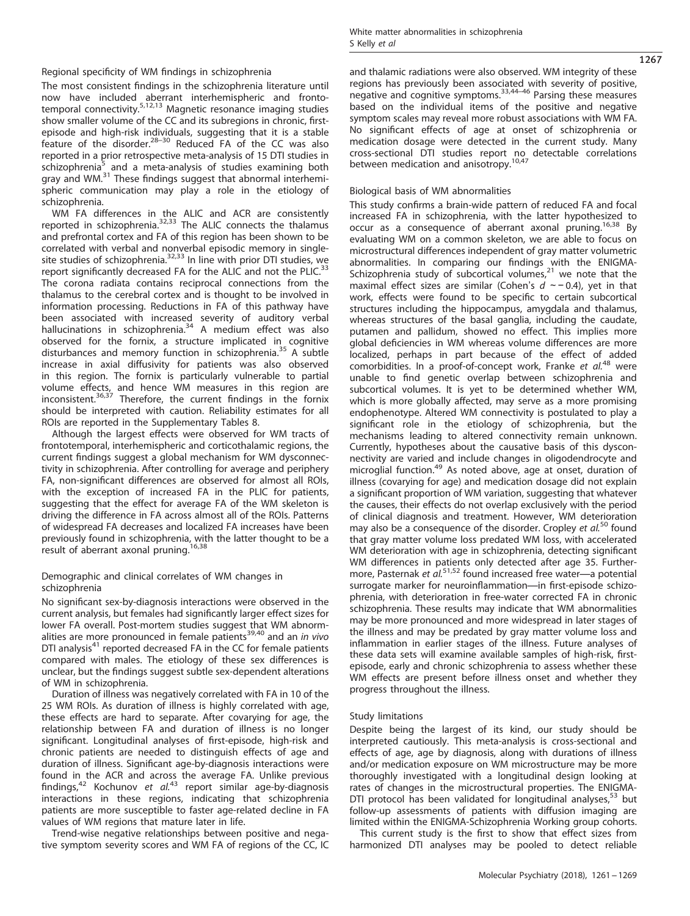### Regional specificity of WM findings in schizophrenia

The most consistent findings in the schizophrenia literature until now have included aberrant interhemispheric and frontotemporal connectivity.[5,12,13] Magnetic resonance imaging studies show smaller volume of the CC and its subregions in chronic, first-episode and high-risk individuals, suggesting that it is a stable feature of the disorder.[28–30] Reduced FA of the CC was also reported in a prior retrospective meta-analysis of 15 DTI studies in schizophrenia[5] and a meta-analysis of studies examining both gray and WM.[31] These findings suggest that abnormal interhemispheric communication may play a role in the etiology of schizophrenia.

WM FA differences in the ALIC and ACR are consistently reported in schizophrenia.[32,33] The ALIC connects the thalamus and prefrontal cortex and FA of this region has been shown to be correlated with verbal and nonverbal episodic memory in single-site studies of schizophrenia.[32,33] In line with prior DTI studies, we report significantly decreased FA for the ALIC and not the PLIC.[33] The corona radiata contains reciprocal connections from the thalamus to the cerebral cortex and is thought to be involved in information processing. Reductions in FA of this pathway have been associated with increased severity of auditory verbal hallucinations in schizophrenia.[34] A medium effect was also observed for the fornix, a structure implicated in cognitive disturbances and memory function in schizophrenia.[35] A subtle increase in axial diffusivity for patients was also observed in this region. The fornix is particularly vulnerable to partial volume effects, and hence WM measures in this region are inconsistent.[36,37] Therefore, the current findings in the fornix should be interpreted with caution. Reliability estimates for all ROIs are reported in the Supplementary Tables 8.

Although the largest effects were observed for WM tracts of frontotemporal, interhemispheric and corticothalamic regions, the current findings suggest a global mechanism for WM dysconnectivity in schizophrenia. After controlling for average and periphery FA, non-significant differences are observed for almost all ROIs, with the exception of increased FA in the PLIC for patients, suggesting that the effect for average FA of the WM skeleton is driving the difference in FA across almost all of the ROIs. Patterns of widespread FA decreases and localized FA increases have been previously found in schizophrenia, with the latter thought to be a result of aberrant axonal pruning.[16,38]

### Demographic and clinical correlates of WM changes in schizophrenia

No significant sex-by-diagnosis interactions were observed in the current analysis, but females had significantly larger effect sizes for lower FA overall. Post-mortem studies suggest that WM abnormalities are more pronounced in female patients[39,40] and an *in vivo* DTI analysis[41] reported decreased FA in the CC for female patients compared with males. The etiology of these sex differences is unclear, but the findings suggest subtle sex-dependent alterations of WM in schizophrenia.

Duration of illness was negatively correlated with FA in 10 of the 25 WM ROIs. As duration of illness is highly correlated with age, these effects are hard to separate. After covarying for age, the relationship between FA and duration of illness is no longer significant. Longitudinal analyses of first-episode, high-risk and chronic patients are needed to distinguish effects of age and duration of illness. Significant age-by-diagnosis interactions were found in the ACR and across the average FA. Unlike previous findings,[42] Kochunov *et al.*[43] report similar age-by-diagnosis interactions in these regions, indicating that schizophrenia patients are more susceptible to faster age-related decline in FA values of WM regions that mature later in life.

Trend-wise negative relationships between positive and negative symptom severity scores and WM FA of regions of the CC, IC and thalamic radiations were also observed. WM integrity of these regions has previously been associated with severity of positive, negative and cognitive symptoms.[33,44–46] Parsing these measures based on the individual items of the positive and negative symptom scales may reveal more robust associations with WM FA. No significant effects of age at onset of schizophrenia or medication dosage were detected in the current study. Many cross-sectional DTI studies report no detectable correlations between medication and anisotropy.[10,47]

### Biological basis of WM abnormalities

This study confirms a brain-wide pattern of reduced FA and focal increased FA in schizophrenia, with the latter hypothesized to occur as a consequence of aberrant axonal pruning.[16,38] By evaluating WM on a common skeleton, we are able to focus on microstructural differences independent of gray matter volumetric abnormalities. In comparing our findings with the ENIGMA-Schizophrenia study of subcortical volumes,[21] we note that the maximal effect sizes are similar (Cohen's $d \sim -0.4$), yet in that work, effects were found to be specific to certain subcortical structures including the hippocampus, amygdala and thalamus, whereas structures of the basal ganglia, including the caudate, putamen and pallidum, showed no effect. This implies more global deficiencies in WM whereas volume differences are more localized, perhaps in part because of the effect of added comorbidities. In a proof-of-concept work, Franke *et al.*[48] were unable to find genetic overlap between schizophrenia and subcortical volumes. It is yet to be determined whether WM, which is more globally affected, may serve as a more promising endophenotype. Altered WM connectivity is postulated to play a significant role in the etiology of schizophrenia, but the mechanisms leading to altered connectivity remain unknown. Currently, hypotheses about the causative basis of this dysconnectivity are varied and include changes in oligodendrocyte and microglial function.[49] As noted above, age at onset, duration of illness (covarying for age) and medication dosage did not explain a significant proportion of WM variation, suggesting that whatever the causes, their effects do not overlap exclusively with the period of clinical diagnosis and treatment. However, WM deterioration may also be a consequence of the disorder. Cropley *et al.*[50] found that gray matter volume loss predated WM loss, with accelerated WM deterioration with age in schizophrenia, detecting significant WM differences in patients only detected after age 35. Furthermore, Pasternak *et al.*[51,52] found increased free water—a potential surrogate marker for neuroinflammation—in first-episode schizophrenia, with deterioration in free-water corrected FA in chronic schizophrenia. These results may indicate that WM abnormalities may be more pronounced and more widespread in later stages of the illness and may be predated by gray matter volume loss and inflammation in earlier stages of the illness. Future analyses of these data sets will examine available samples of high-risk, first-episode, early and chronic schizophrenia to assess whether these WM effects are present before illness onset and whether they progress throughout the illness.

### Study limitations

Despite being the largest of its kind, our study should be interpreted cautiously. This meta-analysis is cross-sectional and effects of age, age by diagnosis, along with durations of illness and/or medication exposure on WM microstructure may be more thoroughly investigated with a longitudinal design looking at rates of changes in the microstructural properties. The ENIGMA-DTI protocol has been validated for longitudinal analyses,[53] but follow-up assessments of patients with diffusion imaging are limited within the ENIGMA-Schizophrenia Working group cohorts.

This current study is the first to show that effect sizes from harmonized DTI analyses may be pooled to detect reliable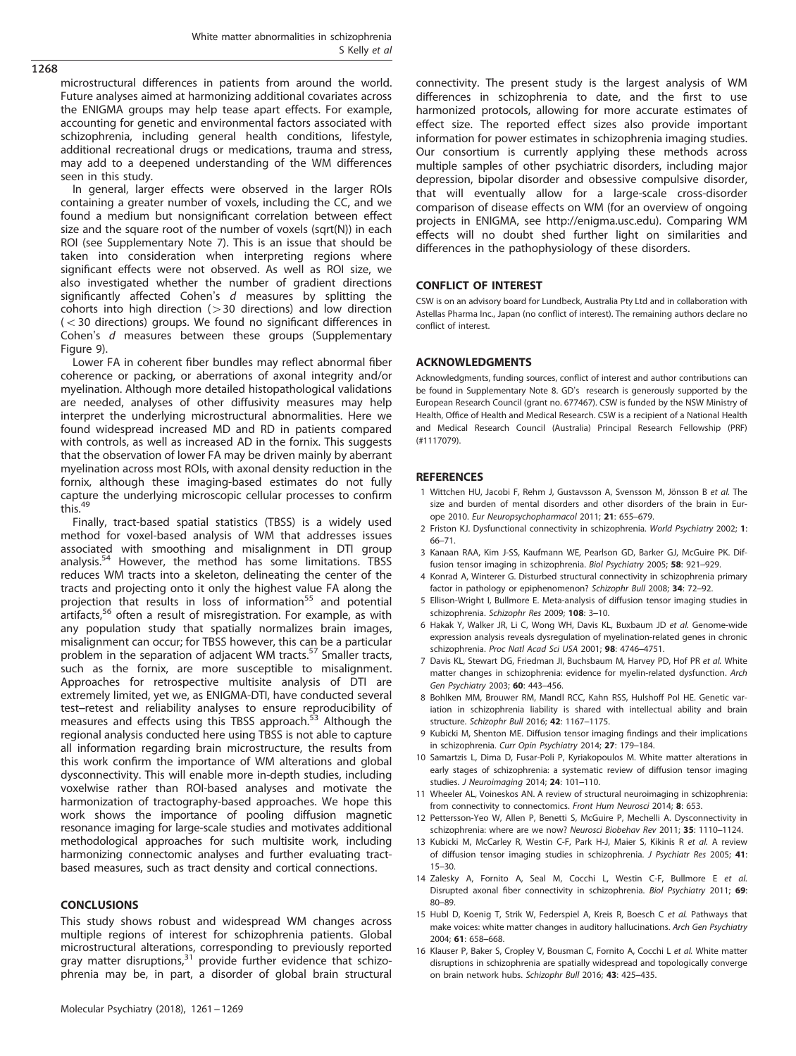microstructural differences in patients from around the world. Future analyses aimed at harmonizing additional covariates across the ENIGMA groups may help tease apart effects. For example, accounting for genetic and environmental factors associated with schizophrenia, including general health conditions, lifestyle, additional recreational drugs or medications, trauma and stress, may add to a deepened understanding of the WM differences seen in this study.

In general, larger effects were observed in the larger ROIs containing a greater number of voxels, including the CC, and we found a medium but nonsignificant correlation between effect size and the square root of the number of voxels (sqrt(N)) in each ROI (see Supplementary Note 7). This is an issue that should be taken into consideration when interpreting regions where significant effects were not observed. As well as ROI size, we also investigated whether the number of gradient directions significantly affected Cohen's *d* measures by splitting the cohorts into high direction (> 30 directions) and low direction (< 30 directions) groups. We found no significant differences in Cohen's *d* measures between these groups (Supplementary Figure 9).

Lower FA in coherent fiber bundles may reflect abnormal fiber coherence or packing, or aberrations of axonal integrity and/or myelination. Although more detailed histopathological validations are needed, analyses of other diffusivity measures may help interpret the underlying microstructural abnormalities. Here we found widespread increased MD and RD in patients compared with controls, as well as increased AD in the fornix. This suggests that the observation of lower FA may be driven mainly by aberrant myelination across most ROIs, with axonal density reduction in the fornix, although these imaging-based estimates do not fully capture the underlying microscopic cellular processes to confirm this.[49]

Finally, tract-based spatial statistics (TBSS) is a widely used method for voxel-based analysis of WM that addresses issues associated with smoothing and misalignment in DTI group analysis.[54] However, the method has some limitations. TBSS reduces WM tracts into a skeleton, delineating the center of the tracts and projecting onto it only the highest value FA along the projection that results in loss of information[55] and potential artifacts,[56] often a result of misregistration. For example, as with any population study that spatially normalizes brain images, misalignment can occur; for TBSS however, this can be a particular problem in the separation of adjacent WM tracts.[57] Smaller tracts, such as the fornix, are more susceptible to misalignment. Approaches for retrospective multisite analysis of DTI are extremely limited, yet we, as ENIGMA-DTI, have conducted several test–retest and reliability analyses to ensure reproducibility of measures and effects using this TBSS approach.[53] Although the regional analysis conducted here using TBSS is not able to capture all information regarding brain microstructure, the results from this work confirm the importance of WM alterations and global dysconnectivity. This will enable more in-depth studies, including voxelwise rather than ROI-based analyses and motivate the harmonization of tractography-based approaches. We hope this work shows the importance of pooling diffusion magnetic resonance imaging for large-scale studies and motivates additional methodological approaches for such multisite work, including harmonizing connectomic analyses and further evaluating tract-based measures, such as tract density and cortical connections.

## CONCLUSIONS

This study shows robust and widespread WM changes across multiple regions of interest for schizophrenia patients. Global microstructural alterations, corresponding to previously reported gray matter disruptions,[31] provide further evidence that schizophrenia may be, in part, a disorder of global brain structural connectivity. The present study is the largest analysis of WM differences in schizophrenia to date, and the first to use harmonized protocols, allowing for more accurate estimates of effect size. The reported effect sizes also provide important information for power estimates in schizophrenia imaging studies. Our consortium is currently applying these methods across multiple samples of other psychiatric disorders, including major depression, bipolar disorder and obsessive compulsive disorder, that will eventually allow for a large-scale cross-disorder comparison of disease effects on WM (for an overview of ongoing projects in ENIGMA, see http://enigma.usc.edu). Comparing WM effects will no doubt shed further light on similarities and differences in the pathophysiology of these disorders.

## CONFLICT OF INTEREST

CSW is on an advisory board for Lundbeck, Australia Pty Ltd and in collaboration with Astellas Pharma Inc., Japan (no conflict of interest). The remaining authors declare no conflict of interest.

## ACKNOWLEDGMENTS

Acknowledgments, funding sources, conflict of interest and author contributions can be found in Supplementary Note 8. GD's research is generously supported by the European Research Council (grant no. 677467). CSW is funded by the NSW Ministry of Health, Office of Health and Medical Research. CSW is a recipient of a National Health and Medical Research Council (Australia) Principal Research Fellowship (PRF) (#1117079).

## REFERENCES

1 Wittchen HU, Jacobi F, Rehm J, Gustavsson A, Svensson M, Jönsson B *et al.* The size and burden of mental disorders and other disorders of the brain in Europe 2010. *Eur Neuropsychopharmacol* 2011; **21**: 655–679.

2 Friston KJ. Dysfunctional connectivity in schizophrenia. *World Psychiatry* 2002; **1**: 66–71.

3 Kanaan RAA, Kim J-SS, Kaufmann WE, Pearlson GD, Barker GJ, McGuire PK. Diffusion tensor imaging in schizophrenia. *Biol Psychiatry* 2005; **58**: 921–929.

4 Konrad A, Winterer G. Disturbed structural connectivity in schizophrenia primary factor in pathology or epiphenomenon? *Schizophr Bull* 2008; **34**: 72–92.

5 Ellison-Wright I, Bullmore E. Meta-analysis of diffusion tensor imaging studies in schizophrenia. *Schizophr Res* 2009; **108**: 3–10.

6 Hakak Y, Walker JR, Li C, Wong WH, Davis KL, Buxbaum JD *et al.* Genome-wide expression analysis reveals dysregulation of myelination-related genes in chronic schizophrenia. *Proc Natl Acad Sci USA* 2001; **98**: 4746–4751.

7 Davis KL, Stewart DG, Friedman JI, Buchsbaum M, Harvey PD, Hof PR *et al.* White matter changes in schizophrenia: evidence for myelin-related dysfunction. *Arch Gen Psychiatry* 2003; **60**: 443–456.

8 Bohlken MM, Brouwer RM, Mandl RCC, Kahn RSS, Hulshoff Pol HE. Genetic variation in schizophrenia liability is shared with intellectual ability and brain structure. *Schizophr Bull* 2016; **42**: 1167–1175.

9 Kubicki M, Shenton ME. Diffusion tensor imaging findings and their implications in schizophrenia. *Curr Opin Psychiatry* 2014; **27**: 179–184.

10 Samartzis L, Dima D, Fusar-Poli P, Kyriakopoulos M. White matter alterations in early stages of schizophrenia: a systematic review of diffusion tensor imaging studies. *J Neuroimaging* 2014; **24**: 101–110.

11 Wheeler AL, Voineskos AN. A review of structural neuroimaging in schizophrenia: from connectivity to connectomics. *Front Hum Neurosci* 2014; **8**: 653.

12 Pettersson-Yeo W, Allen P, Benetti S, McGuire P, Mechelli A. Dysconnectivity in schizophrenia: where are we now? *Neurosci Biobehav Rev* 2011; **35**: 1110–1124.

13 Kubicki M, McCarley R, Westin C-F, Park H-J, Maier S, Kikinis R *et al.* A review of diffusion tensor imaging studies in schizophrenia. *J Psychiatr Res* 2005; **41**: 15–30.

14 Zalesky A, Fornito A, Seal M, Cocchi L, Westin C-F, Bullmore E *et al.* Disrupted axonal fiber connectivity in schizophrenia. *Biol Psychiatry* 2011; **69**: 80–89.

15 Hubl D, Koenig T, Strik W, Federspiel A, Kreis R, Boesch C *et al.* Pathways that make voices: white matter changes in auditory hallucinations. *Arch Gen Psychiatry* 2004; **61**: 658–668.

16 Klauser P, Baker S, Cropley V, Bousman C, Fornito A, Cocchi L *et al.* White matter disruptions in schizophrenia are spatially widespread and topologically converge on brain network hubs. *Schizophr Bull* 2016; **43**: 425–435.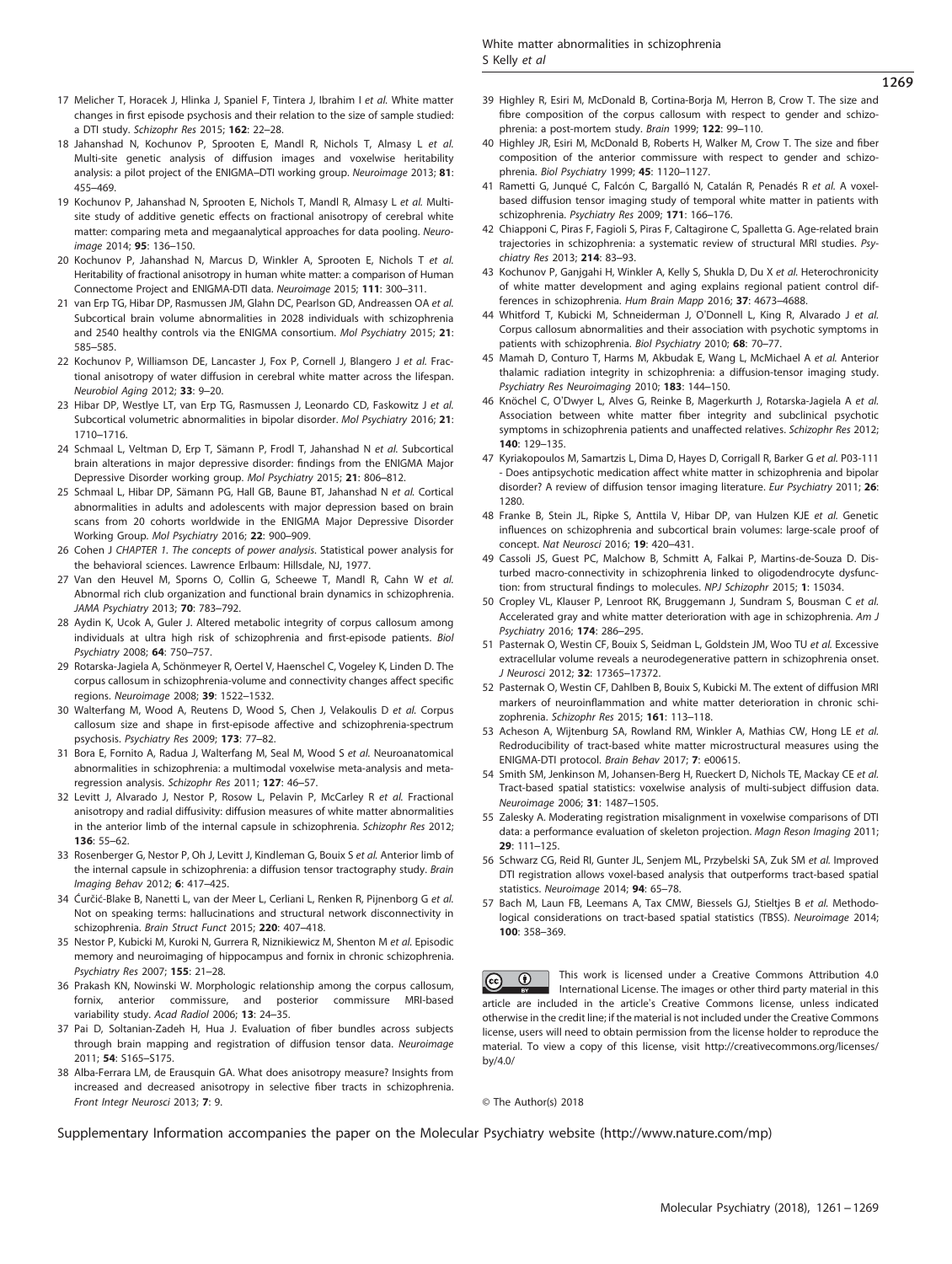17 Melicher T, Horacek J, Hlinka J, Spaniel F, Tintera J, Ibrahim I *et al.* White matter changes in first episode psychosis and their relation to the size of sample studied: a DTI study. *Schizophr Res* 2015; **162**: 22–28.

18 Jahanshad N, Kochunov P, Sprooten E, Mandl R, Nichols T, Almasy L *et al.* Multi-site genetic analysis of diffusion images and voxelwise heritability analysis: a pilot project of the ENIGMA–DTI working group. *Neuroimage* 2013; **81**: 455–469.

19 Kochunov P, Jahanshad N, Sprooten E, Nichols T, Mandl R, Almasy L *et al.* Multi-site study of additive genetic effects on fractional anisotropy of cerebral white matter: comparing meta and megaanalytical approaches for data pooling. *Neuroimage* 2014; **95**: 136–150.

20 Kochunov P, Jahanshad N, Marcus D, Winkler A, Sprooten E, Nichols T *et al.* Heritability of fractional anisotropy in human white matter: a comparison of Human Connectome Project and ENIGMA-DTI data. *Neuroimage* 2015; **111**: 300–311.

21 van Erp TG, Hibar DP, Rasmussen JM, Glahn DC, Pearlson GD, Andreassen OA *et al.* Subcortical brain volume abnormalities in 2028 individuals with schizophrenia and 2540 healthy controls via the ENIGMA consortium. *Mol Psychiatry* 2015; **21**: 585–585.

22 Kochunov P, Williamson DE, Lancaster J, Fox P, Cornell J, Blangero J *et al.* Fractional anisotropy of water diffusion in cerebral white matter across the lifespan. *Neurobiol Aging* 2012; **33**: 9–20.

23 Hibar DP, Westlye LT, van Erp TG, Rasmussen J, Leonardo CD, Faskowitz J *et al.* Subcortical volumetric abnormalities in bipolar disorder. *Mol Psychiatry* 2016; **21**: 1710–1716.

24 Schmaal L, Veltman D, Erp T, Sämann P, Frodl T, Jahanshad N *et al.* Subcortical brain alterations in major depressive disorder: findings from the ENIGMA Major Depressive Disorder working group. *Mol Psychiatry* 2015; **21**: 806–812.

25 Schmaal L, Hibar DP, Sämann PG, Hall GB, Baune BT, Jahanshad N *et al.* Cortical abnormalities in adults and adolescents with major depression based on brain scans from 20 cohorts worldwide in the ENIGMA Major Depressive Disorder Working Group. *Mol Psychiatry* 2016; **22**: 900–909.

26 Cohen J *CHAPTER 1. The concepts of power analysis*. Statistical power analysis for the behavioral sciences. Lawrence Erlbaum: Hillsdale, NJ, 1977.

27 Van den Heuvel M, Sporns O, Collin G, Scheewe T, Mandl R, Cahn W *et al.* Abnormal rich club organization and functional brain dynamics in schizophrenia. *JAMA Psychiatry* 2013; **70**: 783–792.

28 Aydin K, Ucok A, Guler J. Altered metabolic integrity of corpus callosum among individuals at ultra high risk of schizophrenia and first-episode patients. *Biol Psychiatry* 2008; **64**: 750–757.

29 Rotarska-Jagiela A, Schönmeyer R, Oertel V, Haenschel C, Vogeley K, Linden D. The corpus callosum in schizophrenia-volume and connectivity changes affect specific regions. *Neuroimage* 2008; **39**: 1522–1532.

30 Walterfang M, Wood A, Reutens D, Wood S, Chen J, Velakoulis D *et al.* Corpus callosum size and shape in first-episode affective and schizophrenia-spectrum psychosis. *Psychiatry Res* 2009; **173**: 77–82.

31 Bora E, Fornito A, Radua J, Walterfang M, Seal M, Wood S *et al.* Neuroanatomical abnormalities in schizophrenia: a multimodal voxelwise meta-analysis and meta-regression analysis. *Schizophr Res* 2011; **127**: 46–57.

32 Levitt J, Alvarado J, Nestor P, Rosow L, Pelavin P, McCarley R *et al.* Fractional anisotropy and radial diffusivity: diffusion measures of white matter abnormalities in the anterior limb of the internal capsule in schizophrenia. *Schizophr Res* 2012; **136**: 55–62.

33 Rosenberger G, Nestor P, Oh J, Levitt J, Kindleman G, Bouix S *et al.* Anterior limb of the internal capsule in schizophrenia: a diffusion tensor tractography study. *Brain Imaging Behav* 2012; **6**: 417–425.

34 Ćurčić-Blake B, Nanetti L, van der Meer L, Cerliani L, Renken R, Pijnenborg G *et al.* Not on speaking terms: hallucinations and structural network disconnectivity in schizophrenia. *Brain Struct Funct* 2015; **220**: 407–418.

35 Nestor P, Kubicki M, Kuroki N, Gurrera R, Niznikiewicz M, Shenton M *et al.* Episodic memory and neuroimaging of hippocampus and fornix in chronic schizophrenia. *Psychiatry Res* 2007; **155**: 21–28.

36 Prakash KN, Nowinski W. Morphologic relationship among the corpus callosum, fornix, anterior commissure, and posterior commissure MRI-based variability study. *Acad Radiol* 2006; **13**: 24–35.

37 Pai D, Soltanian-Zadeh H, Hua J. Evaluation of fiber bundles across subjects through brain mapping and registration of diffusion tensor data. *Neuroimage* 2011; **54**: S165–S175.

38 Alba-Ferrara LM, de Erausquin GA. What does anisotropy measure? Insights from increased and decreased anisotropy in selective fiber tracts in schizophrenia. *Front Integr Neurosci* 2013; **7**: 9.

39 Highley R, Esiri M, McDonald B, Cortina-Borja M, Herron B, Crow T. The size and fibre composition of the corpus callosum with respect to gender and schizophrenia: a post-mortem study. *Brain* 1999; **122**: 99–110.

40 Highley JR, Esiri M, McDonald B, Roberts H, Walker M, Crow T. The size and fiber composition of the anterior commissure with respect to gender and schizophrenia. *Biol Psychiatry* 1999; **45**: 1120–1127.

41 Rametti G, Junqué C, Falcón C, Bargalló N, Catalán R, Penadés R *et al.* A voxel-based diffusion tensor imaging study of temporal white matter in patients with schizophrenia. *Psychiatry Res* 2009; **171**: 166–176.

42 Chiapponi C, Piras F, Fagioli S, Piras F, Caltagirone C, Spalletta G. Age-related brain trajectories in schizophrenia: a systematic review of structural MRI studies. *Psychiatry Res* 2013; **214**: 83–93.

43 Kochunov P, Ganjgahi H, Winkler A, Kelly S, Shukla D, Du X *et al.* Heterochronicity of white matter development and aging explains regional patient control differences in schizophrenia. *Hum Brain Mapp* 2016; **37**: 4673–4688.

44 Whitford T, Kubicki M, Schneiderman J, O'Donnell L, King R, Alvarado J *et al.* Corpus callosum abnormalities and their association with psychotic symptoms in patients with schizophrenia. *Biol Psychiatry* 2010; **68**: 70–77.

45 Mamah D, Conturo T, Harms M, Akbudak E, Wang L, McMichael A *et al.* Anterior thalamic radiation integrity in schizophrenia: a diffusion-tensor imaging study. *Psychiatry Res Neuroimaging* 2010; **183**: 144–150.

46 Knöchel C, O'Dwyer L, Alves G, Reinke B, Magerkurth J, Rotarska-Jagiela A *et al.* Association between white matter fiber integrity and subclinical psychotic symptoms in schizophrenia patients and unaffected relatives. *Schizophr Res* 2012; **140**: 129–135.

47 Kyriakopoulos M, Samartzis L, Dima D, Hayes D, Corrigall R, Barker G *et al.* P03-111 - Does antipsychotic medication affect white matter in schizophrenia and bipolar disorder? A review of diffusion tensor imaging literature. *Eur Psychiatry* 2011; **26**: 1280.

48 Franke B, Stein JL, Ripke S, Anttila V, Hibar DP, van Hulzen KJE *et al.* Genetic influences on schizophrenia and subcortical brain volumes: large-scale proof of concept. *Nat Neurosci* 2016; **19**: 420–431.

49 Cassoli JS, Guest PC, Malchow B, Schmitt A, Falkai P, Martins-de-Souza D. Disturbed macro-connectivity in schizophrenia linked to oligodendrocyte dysfunction: from structural findings to molecules. *NPJ Schizophr* 2015; **1**: 15034.

50 Cropley VL, Klauser P, Lenroot RK, Bruggemann J, Sundram S, Bousman C *et al.* Accelerated gray and white matter deterioration with age in schizophrenia. *Am J Psychiatry* 2016; **174**: 286–295.

51 Pasternak O, Westin CF, Bouix S, Seidman L, Goldstein JM, Woo TU *et al.* Excessive extracellular volume reveals a neurodegenerative pattern in schizophrenia onset. *J Neurosci* 2012; **32**: 17365–17372.

52 Pasternak O, Westin CF, Dahlben B, Bouix S, Kubicki M. The extent of diffusion MRI markers of neuroinflammation and white matter deterioration in chronic schizophrenia. *Schizophr Res* 2015; **161**: 113–118.

53 Acheson A, Wijtenburg SA, Rowland RM, Winkler A, Mathias CW, Hong LE *et al.* Redroducibility of tract-based white matter microstructural measures using the ENIGMA-DTI protocol. *Brain Behav* 2017; **7**: e00615.

54 Smith SM, Jenkinson M, Johansen-Berg H, Rueckert D, Nichols TE, Mackay CE *et al.* Tract-based spatial statistics: voxelwise analysis of multi-subject diffusion data. *Neuroimage* 2006; **31**: 1487–1505.

55 Zalesky A. Moderating registration misalignment in voxelwise comparisons of DTI data: a performance evaluation of skeleton projection. *Magn Reson Imaging* 2011; **29**: 111–125.

56 Schwarz CG, Reid RI, Gunter JL, Senjem ML, Przybelski SA, Zuk SM *et al.* Improved DTI registration allows voxel-based analysis that outperforms tract-based spatial statistics. *Neuroimage* 2014; **94**: 65–78.

57 Bach M, Laun FB, Leemans A, Tax CMW, Biessels GJ, Stieltjes B *et al.* Methodological considerations on tract-based spatial statistics (TBSS). *Neuroimage* 2014; **100**: 358–369.

This work is licensed under a Creative Commons Attribution 4.0 International License. The images or other third party material in this article are included in the article's Creative Commons license, unless indicated otherwise in the credit line; if the material is not included under the Creative Commons license, users will need to obtain permission from the license holder to reproduce the material. To view a copy of this license, visit http://creativecommons.org/licenses/by/4.0/

© The Author(s) 2018

Supplementary Information accompanies the paper on the Molecular Psychiatry website (http://www.nature.com/mp)